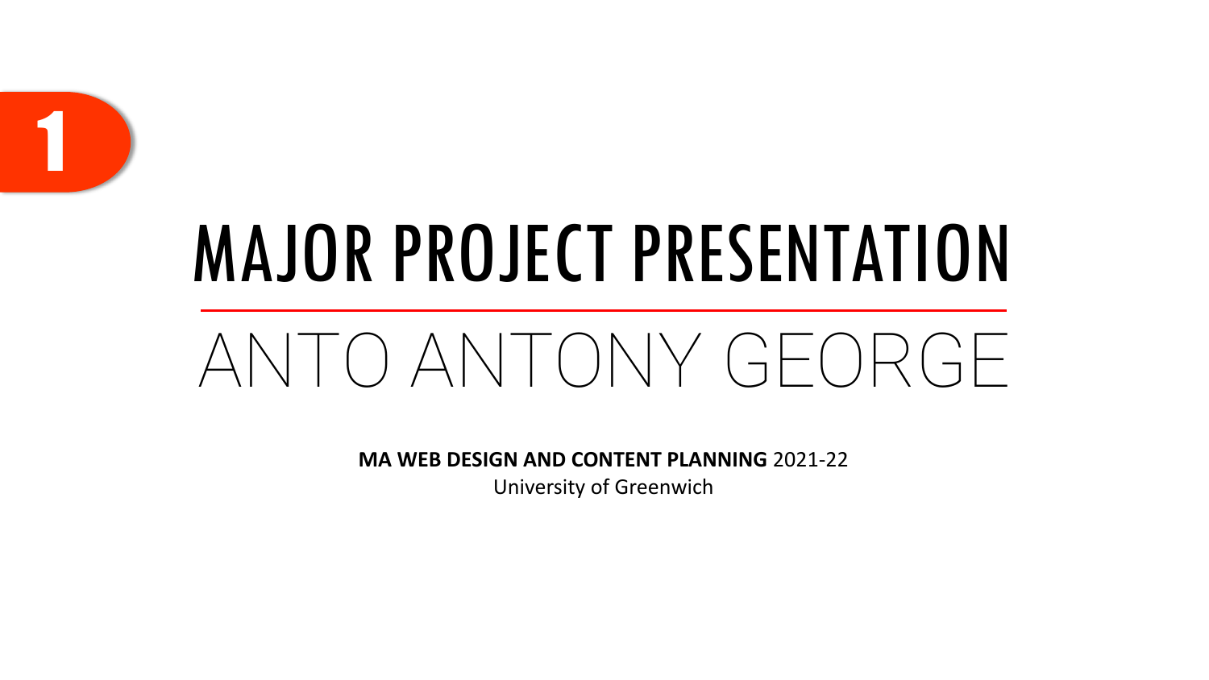1

# MAJOR PROJECT PRESENTATION

## ANTO ANTONY GEORGE

**MA WEB DESIGN AND CONTENT PLANNING** 2021-22

University of Greenwich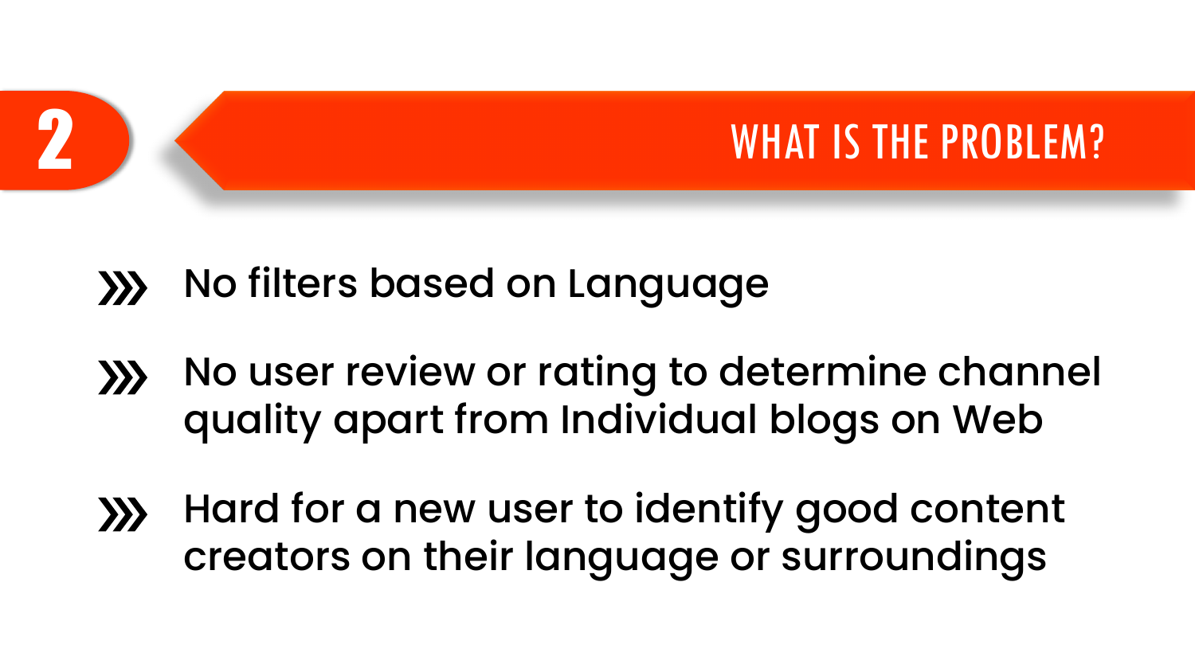## 2 WHAT IS THE PROBLEM?

- No filters based on Language
- No user review or rating to determine channel quality apart from Individual blogs on Web
- Hard for a new user to identify good content creators on their language or surroundings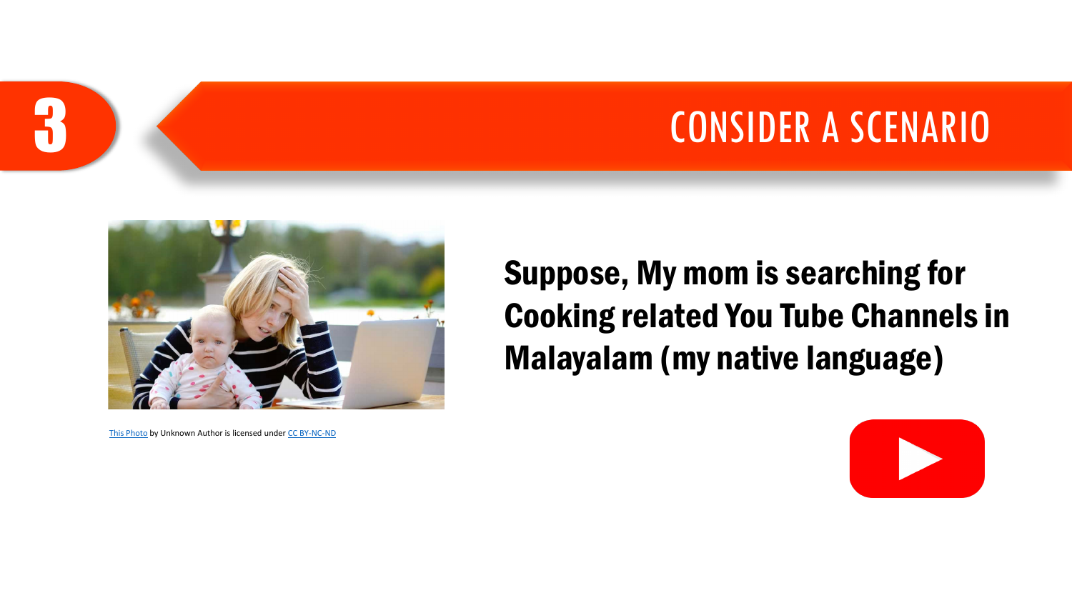# 3 CONSIDER A SCENARIO

**Suppose, My mom is searching for Cooking related You Tube Channels in Malayalam (my native language)**

This Photo by Unknown Author is licensed under CC BY-NC-ND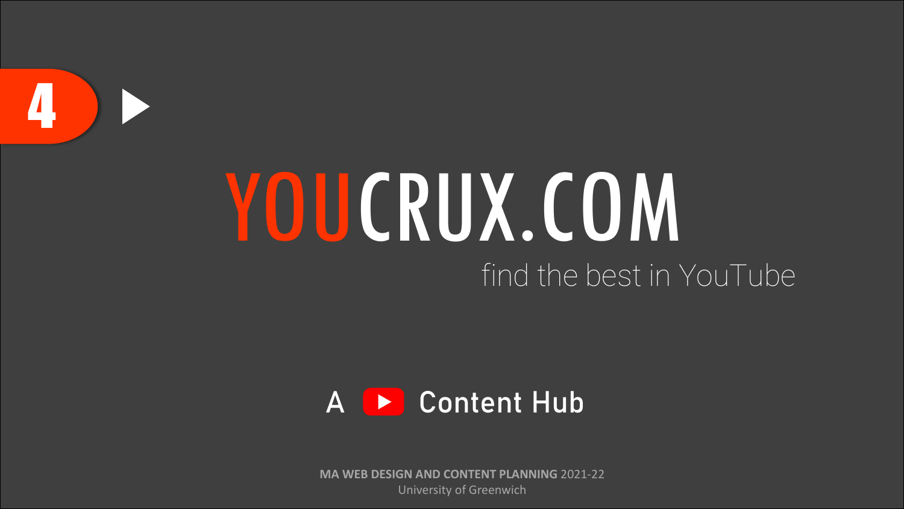4

# YOUCRUX.COM

find the best in YouTube

A Content Hub

**MA WEB DESIGN AND CONTENT PLANNING** 2021-22
University of Greenwich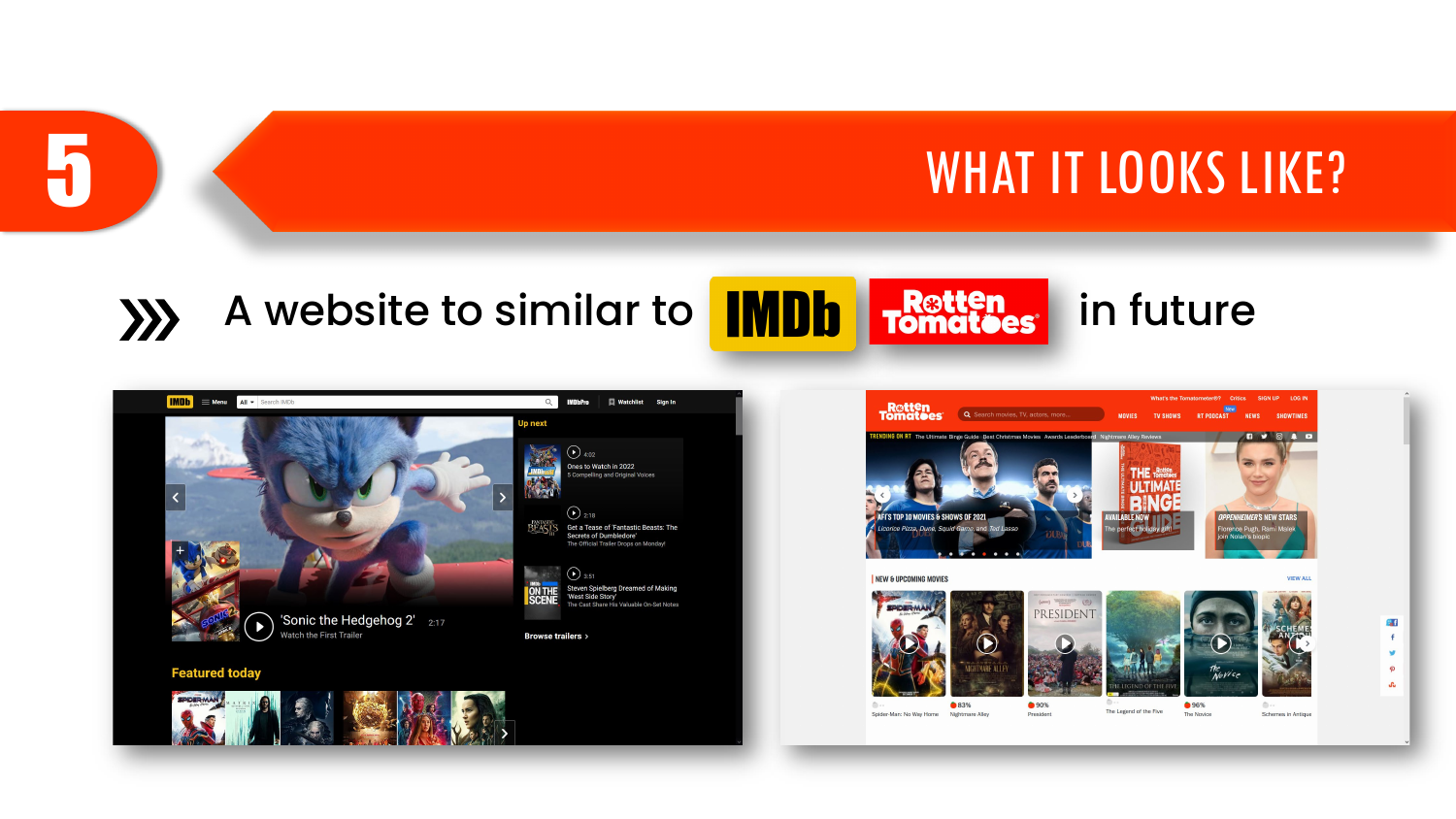# 5 WHAT IT LOOKS LIKE?

» A website to similar to IMDb Rotten Tomatoes in future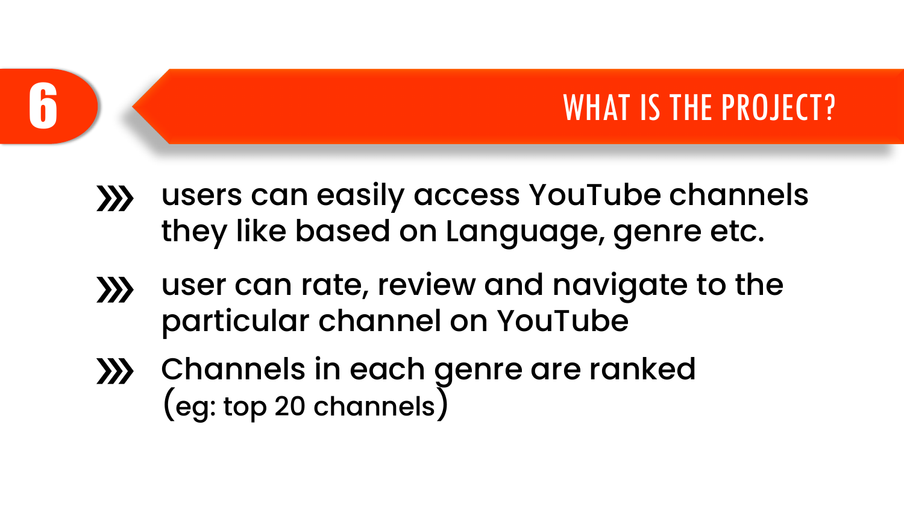# 6 WHAT IS THE PROJECT?

- users can easily access YouTube channels they like based on Language, genre etc.
- user can rate, review and navigate to the particular channel on YouTube
- Channels in each genre are ranked (eg: top 20 channels)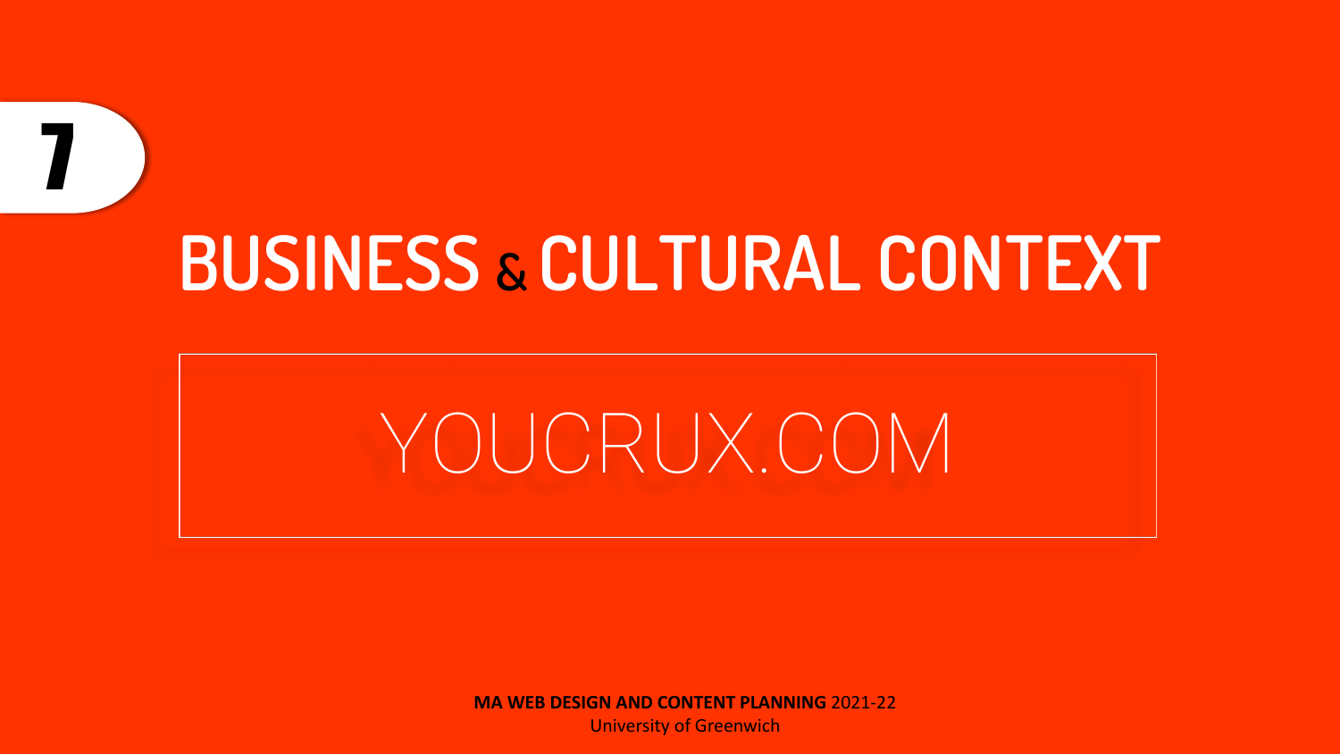7

# BUSINESS & CULTURAL CONTEXT

YOUCRUX.COM

**MA WEB DESIGN AND CONTENT PLANNING** 2021-22
University of Greenwich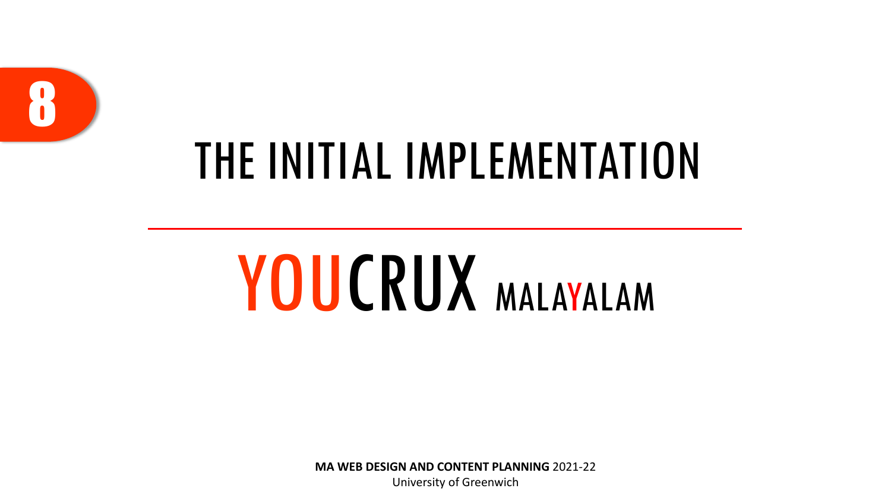8

# THE INITIAL IMPLEMENTATION

## YOUCRUX MALAYALAM

**MA WEB DESIGN AND CONTENT PLANNING** 2021-22
University of Greenwich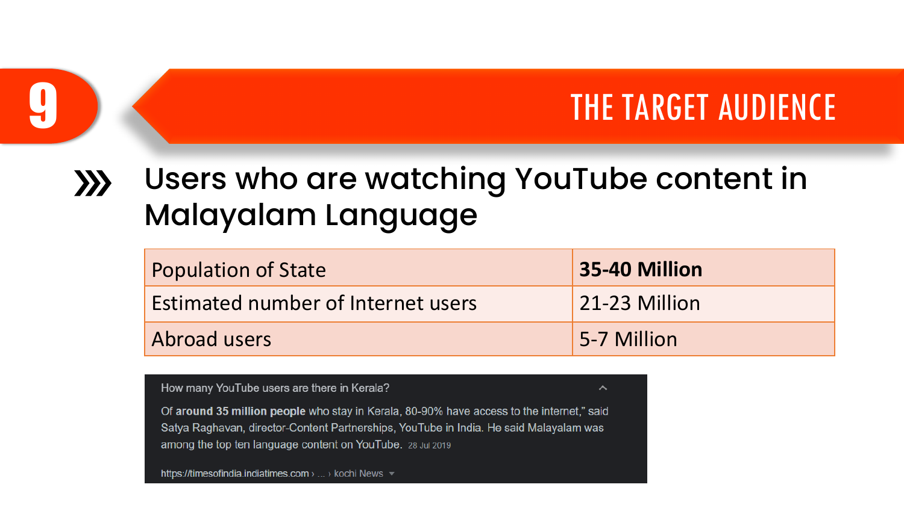# 9 THE TARGET AUDIENCE

## Users who are watching YouTube content in Malayalam Language

| Population of State | **35-40 Million** |
|---|---|
| Estimated number of Internet users | 21-23 Million |
| Abroad users | 5-7 Million |

How many YouTube users are there in Kerala?

Of **around 35 million people** who stay in Kerala, 80-90% have access to the internet," said Satya Raghavan, director-Content Partnerships, YouTube in India. He said Malayalam was among the top ten language content on YouTube. 28 Jul 2019

https://timesofindia.indiatimes.com › ... › kochi News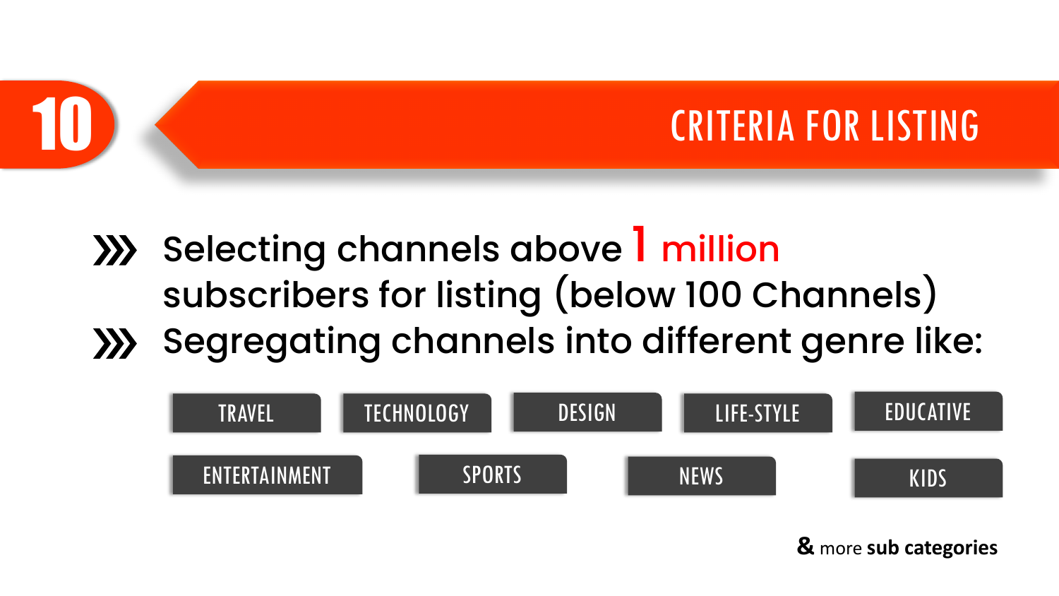# 10 CRITERIA FOR LISTING

- Selecting channels above 1 million subscribers for listing (below 100 Channels)
- Segregating channels into different genre like:

TRAVEL | TECHNOLOGY | DESIGN | LIFE-STYLE | EDUCATIVE

ENTERTAINMENT | SPORTS | NEWS | KIDS

& more **sub categories**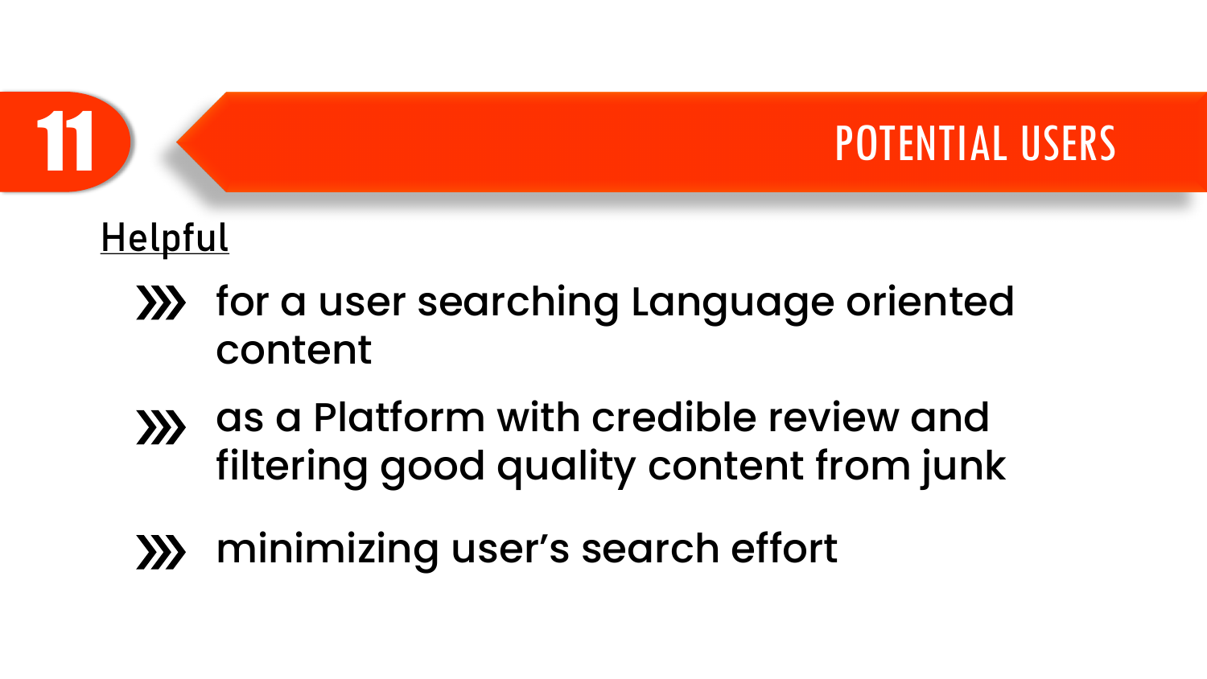# POTENTIAL USERS

<u>Helpful</u>

- for a user searching Language oriented content
- as a Platform with credible review and filtering good quality content from junk
- minimizing user's search effort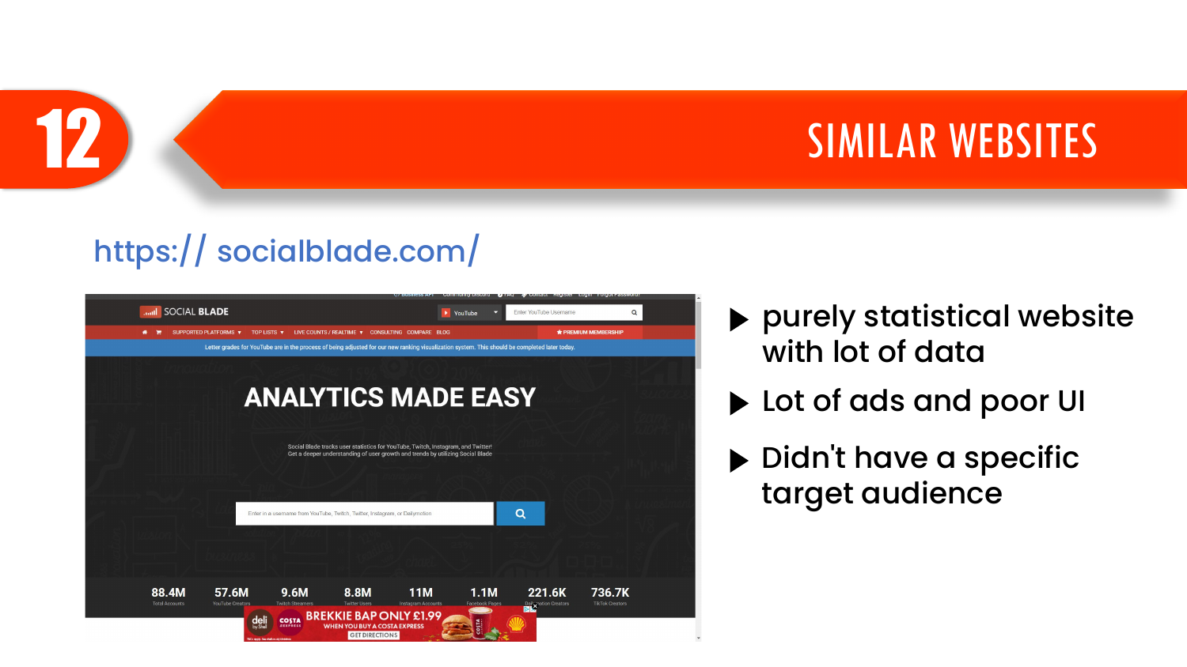# 12 SIMILAR WEBSITES

https:// socialblade.com/

- purely statistical website with lot of data
- Lot of ads and poor UI
- Didn't have a specific target audience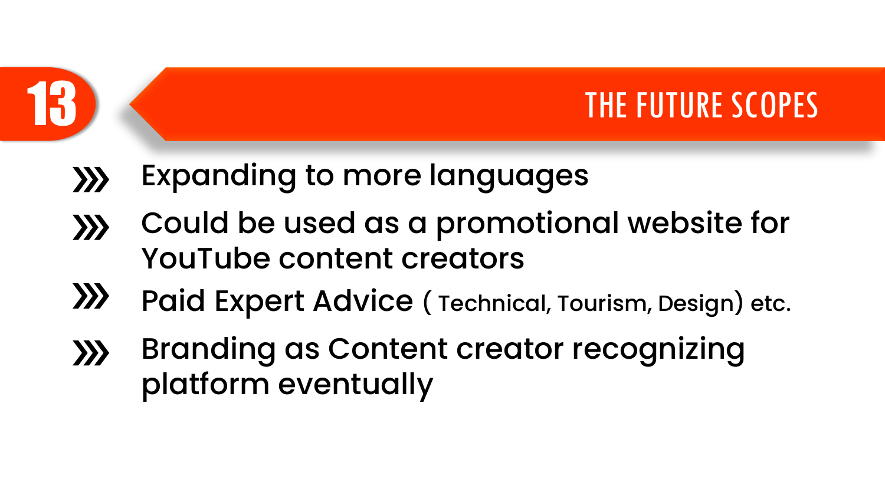## 13 THE FUTURE SCOPES

- Expanding to more languages
- Could be used as a promotional website for YouTube content creators
- Paid Expert Advice ( Technical, Tourism, Design) etc.
- Branding as Content creator recognizing platform eventually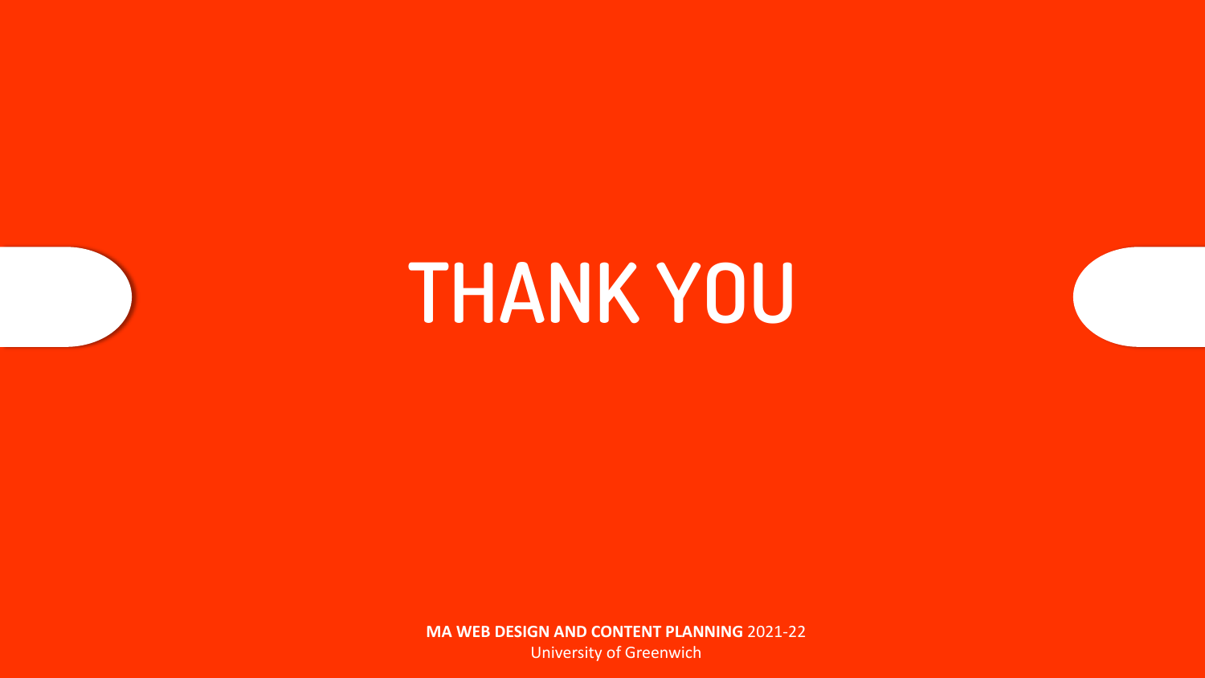# THANK YOU

**MA WEB DESIGN AND CONTENT PLANNING** 2021-22
University of Greenwich